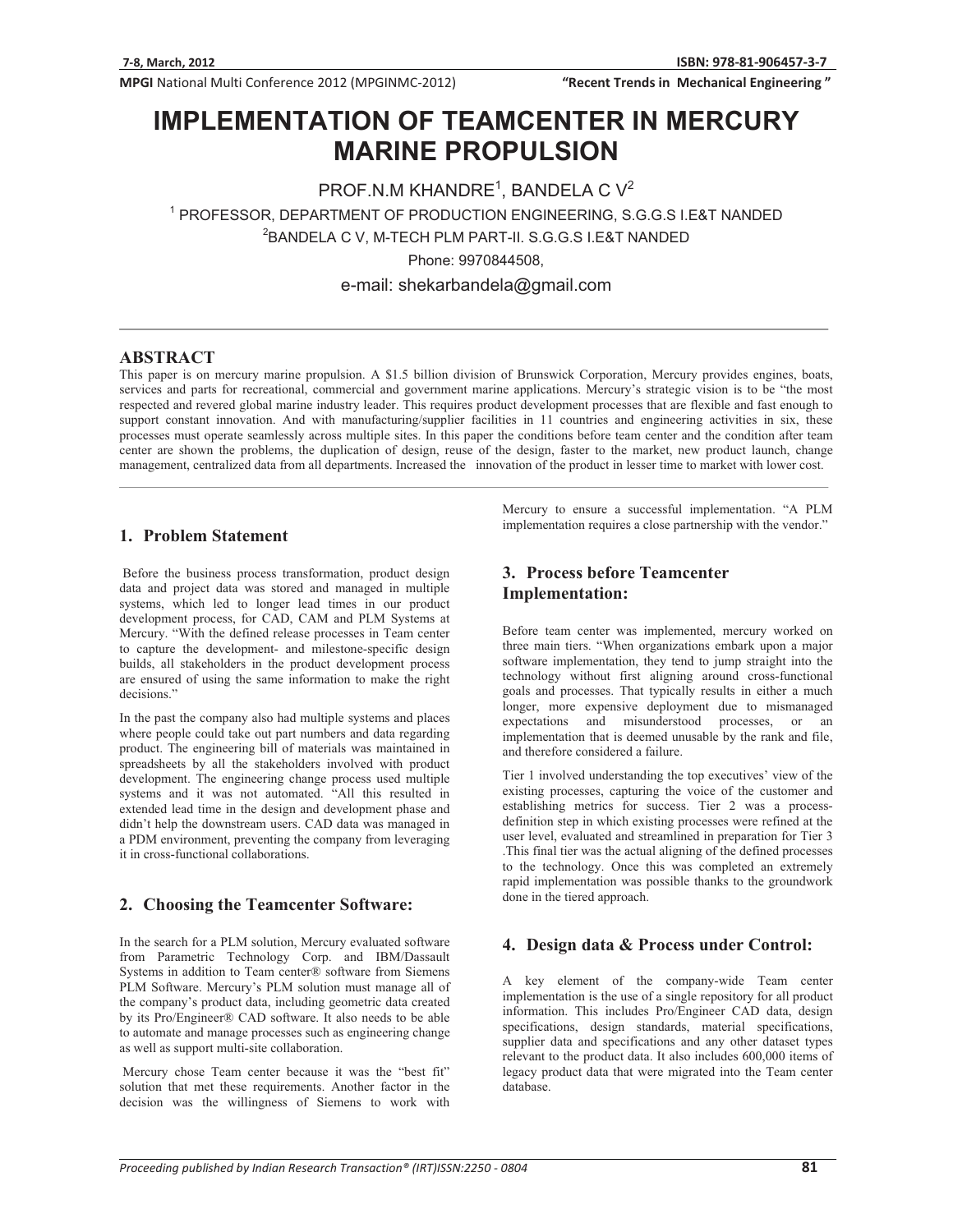# IMPLEMENTATION OF TEAMCENTER IN MERCURY MARINE PROPULSION

PROF.N.M KHANDRE[1], BANDELA C V[2]

[1] PROFESSOR, DEPARTMENT OF PRODUCTION ENGINEERING, S.G.G.S I.E&T NANDED

[2]BANDELA C V, M-TECH PLM PART-II. S.G.G.S I.E&T NANDED

Phone: 9970844508,

e-mail: shekarbandela@gmail.com

## ABSTRACT

This paper is on mercury marine propulsion. A $1.5 billion division of Brunswick Corporation, Mercury provides engines, boats, services and parts for recreational, commercial and government marine applications. Mercury's strategic vision is to be "the most respected and revered global marine industry leader. This requires product development processes that are flexible and fast enough to support constant innovation. And with manufacturing/supplier facilities in 11 countries and engineering activities in six, these processes must operate seamlessly across multiple sites. In this paper the conditions before team center and the condition after team center are shown the problems, the duplication of design, reuse of the design, faster to the market, new product launch, change management, centralized data from all departments. Increased the innovation of the product in lesser time to market with lower cost.

## 1. Problem Statement

Before the business process transformation, product design data and project data was stored and managed in multiple systems, which led to longer lead times in our product development process, for CAD, CAM and PLM Systems at Mercury. "With the defined release processes in Team center to capture the development- and milestone-specific design builds, all stakeholders in the product development process are ensured of using the same information to make the right decisions."

In the past the company also had multiple systems and places where people could take out part numbers and data regarding product. The engineering bill of materials was maintained in spreadsheets by all the stakeholders involved with product development. The engineering change process used multiple systems and it was not automated. "All this resulted in extended lead time in the design and development phase and didn't help the downstream users. CAD data was managed in a PDM environment, preventing the company from leveraging it in cross-functional collaborations.

## 2. Choosing the Teamcenter Software:

In the search for a PLM solution, Mercury evaluated software from Parametric Technology Corp. and IBM/Dassault Systems in addition to Team center® software from Siemens PLM Software. Mercury's PLM solution must manage all of the company's product data, including geometric data created by its Pro/Engineer® CAD software. It also needs to be able to automate and manage processes such as engineering change as well as support multi-site collaboration.

Mercury chose Team center because it was the "best fit" solution that met these requirements. Another factor in the decision was the willingness of Siemens to work with Mercury to ensure a successful implementation. "A PLM implementation requires a close partnership with the vendor."

## 3. Process before Teamcenter Implementation:

Before team center was implemented, mercury worked on three main tiers. "When organizations embark upon a major software implementation, they tend to jump straight into the technology without first aligning around cross-functional goals and processes. That typically results in either a much longer, more expensive deployment due to mismanaged expectations and misunderstood processes, or an implementation that is deemed unusable by the rank and file, and therefore considered a failure.

Tier 1 involved understanding the top executives' view of the existing processes, capturing the voice of the customer and establishing metrics for success. Tier 2 was a process-definition step in which existing processes were refined at the user level, evaluated and streamlined in preparation for Tier 3 .This final tier was the actual aligning of the defined processes to the technology. Once this was completed an extremely rapid implementation was possible thanks to the groundwork done in the tiered approach.

## 4. Design data & Process under Control:

A key element of the company-wide Team center implementation is the use of a single repository for all product information. This includes Pro/Engineer CAD data, design specifications, design standards, material specifications, supplier data and specifications and any other dataset types relevant to the product data. It also includes 600,000 items of legacy product data that were migrated into the Team center database.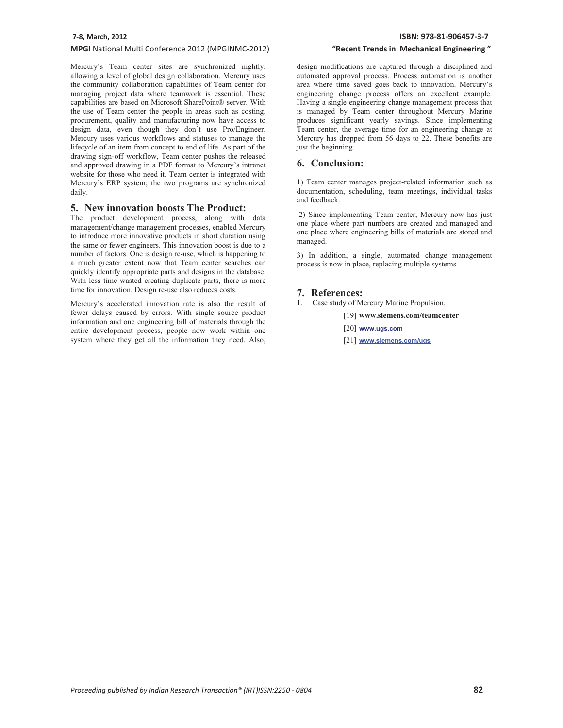Mercury's Team center sites are synchronized nightly, allowing a level of global design collaboration. Mercury uses the community collaboration capabilities of Team center for managing project data where teamwork is essential. These capabilities are based on Microsoft SharePoint® server. With the use of Team center the people in areas such as costing, procurement, quality and manufacturing now have access to design data, even though they don't use Pro/Engineer. Mercury uses various workflows and statuses to manage the lifecycle of an item from concept to end of life. As part of the drawing sign-off workflow, Team center pushes the released and approved drawing in a PDF format to Mercury's intranet website for those who need it. Team center is integrated with Mercury's ERP system; the two programs are synchronized daily.

## 5. New innovation boosts The Product:

The product development process, along with data management/change management processes, enabled Mercury to introduce more innovative products in short duration using the same or fewer engineers. This innovation boost is due to a number of factors. One is design re-use, which is happening to a much greater extent now that Team center searches can quickly identify appropriate parts and designs in the database. With less time wasted creating duplicate parts, there is more time for innovation. Design re-use also reduces costs.

Mercury's accelerated innovation rate is also the result of fewer delays caused by errors. With single source product information and one engineering bill of materials through the entire development process, people now work within one system where they get all the information they need. Also, design modifications are captured through a disciplined and automated approval process. Process automation is another area where time saved goes back to innovation. Mercury's engineering change process offers an excellent example. Having a single engineering change management process that is managed by Team center throughout Mercury Marine produces significant yearly savings. Since implementing Team center, the average time for an engineering change at Mercury has dropped from 56 days to 22. These benefits are just the beginning.

## 6. Conclusion:

1) Team center manages project-related information such as documentation, scheduling, team meetings, individual tasks and feedback.

2) Since implementing Team center, Mercury now has just one place where part numbers are created and managed and one place where engineering bills of materials are stored and managed.

3) In addition, a single, automated change management process is now in place, replacing multiple systems

## 7. References:

1. Case study of Mercury Marine Propulsion.

[19] **www.siemens.com/teamcenter**

[20] **www.ugs.com**

[21] **www.siemens.com/ugs**